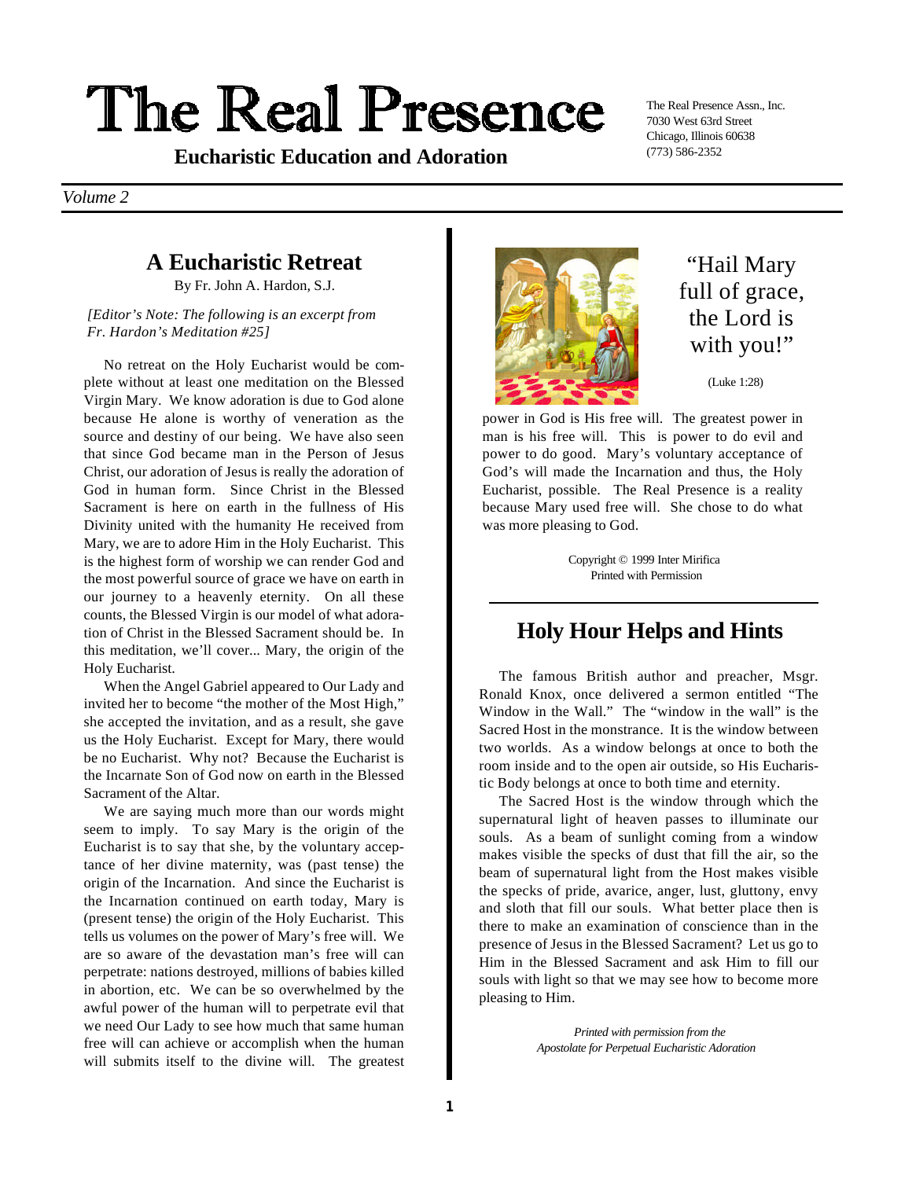# The Real Presence

**Eucharistic Education and Adoration**

The Real Presence Assn., Inc.
7030 West 63rd Street
Chicago, Illinois 60638
(773) 586-2352

*Volume 2*

## A Eucharistic Retreat

By Fr. John A. Hardon, S.J.

*[Editor's Note: The following is an excerpt from Fr. Hardon's Meditation #25]*

No retreat on the Holy Eucharist would be complete without at least one meditation on the Blessed Virgin Mary. We know adoration is due to God alone because He alone is worthy of veneration as the source and destiny of our being. We have also seen that since God became man in the Person of Jesus Christ, our adoration of Jesus is really the adoration of God in human form. Since Christ in the Blessed Sacrament is here on earth in the fullness of His Divinity united with the humanity He received from Mary, we are to adore Him in the Holy Eucharist. This is the highest form of worship we can render God and the most powerful source of grace we have on earth in our journey to a heavenly eternity. On all these counts, the Blessed Virgin is our model of what adoration of Christ in the Blessed Sacrament should be. In this meditation, we'll cover... Mary, the origin of the Holy Eucharist.

When the Angel Gabriel appeared to Our Lady and invited her to become "the mother of the Most High," she accepted the invitation, and as a result, she gave us the Holy Eucharist. Except for Mary, there would be no Eucharist. Why not? Because the Eucharist is the Incarnate Son of God now on earth in the Blessed Sacrament of the Altar.

We are saying much more than our words might seem to imply. To say Mary is the origin of the Eucharist is to say that she, by the voluntary acceptance of her divine maternity, was (past tense) the origin of the Incarnation. And since the Eucharist is the Incarnation continued on earth today, Mary is (present tense) the origin of the Holy Eucharist. This tells us volumes on the power of Mary's free will. We are so aware of the devastation man's free will can perpetrate: nations destroyed, millions of babies killed in abortion, etc. We can be so overwhelmed by the awful power of the human will to perpetrate evil that we need Our Lady to see how much that same human free will can achieve or accomplish when the human will submits itself to the divine will. The greatest power in God is His free will. The greatest power in man is his free will. This is power to do evil and power to do good. Mary's voluntary acceptance of God's will made the Incarnation and thus, the Holy Eucharist, possible. The Real Presence is a reality because Mary used free will. She chose to do what was more pleasing to God.

"Hail Mary full of grace, the Lord is with you!"

(Luke 1:28)

Copyright © 1999 Inter Mirifica
Printed with Permission

## Holy Hour Helps and Hints

The famous British author and preacher, Msgr. Ronald Knox, once delivered a sermon entitled "The Window in the Wall." The "window in the wall" is the Sacred Host in the monstrance. It is the window between two worlds. As a window belongs at once to both the room inside and to the open air outside, so His Eucharistic Body belongs at once to both time and eternity.

The Sacred Host is the window through which the supernatural light of heaven passes to illuminate our souls. As a beam of sunlight coming from a window makes visible the specks of dust that fill the air, so the beam of supernatural light from the Host makes visible the specks of pride, avarice, anger, lust, gluttony, envy and sloth that fill our souls. What better place then is there to make an examination of conscience than in the presence of Jesus in the Blessed Sacrament? Let us go to Him in the Blessed Sacrament and ask Him to fill our souls with light so that we may see how to become more pleasing to Him.

*Printed with permission from the Apostolate for Perpetual Eucharistic Adoration*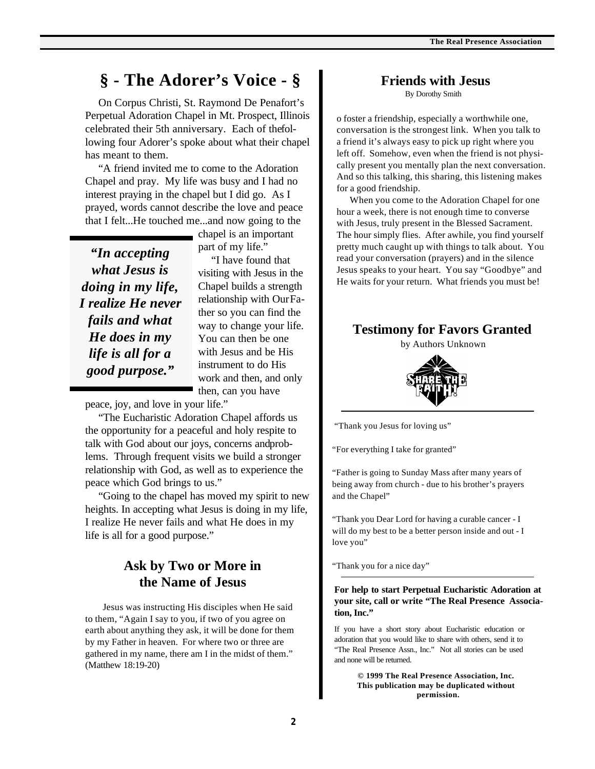## § - The Adorer's Voice - §

On Corpus Christi, St. Raymond De Penafort's Perpetual Adoration Chapel in Mt. Prospect, Illinois celebrated their 5th anniversary. Each of the following four Adorer's spoke about what their chapel has meant to them.

"A friend invited me to come to the Adoration Chapel and pray. My life was busy and I had no interest praying in the chapel but I did go. As I prayed, words cannot describe the love and peace that I felt...He touched me...and now going to the chapel is an important part of my life."

> ***"In accepting what Jesus is doing in my life, I realize He never fails and what He does in my life is all for a good purpose."***

"I have found that visiting with Jesus in the Chapel builds a strength relationship with Our Father so you can find the way to change your life. You can then be one with Jesus and be His instrument to do His work and then, and only then, can you have peace, joy, and love in your life."

"The Eucharistic Adoration Chapel affords us the opportunity for a peaceful and holy respite to talk with God about our joys, concerns and problems. Through frequent visits we build a stronger relationship with God, as well as to experience the peace which God brings to us."

"Going to the chapel has moved my spirit to new heights. In accepting what Jesus is doing in my life, I realize He never fails and what He does in my life is all for a good purpose."

## Ask by Two or More in the Name of Jesus

Jesus was instructing His disciples when He said to them, "Again I say to you, if two of you agree on earth about anything they ask, it will be done for them by my Father in heaven. For where two or three are gathered in my name, there am I in the midst of them." (Matthew 18:19-20)

## Friends with Jesus

By Dorothy Smith

o foster a friendship, especially a worthwhile one, conversation is the strongest link. When you talk to a friend it's always easy to pick up right where you left off. Somehow, even when the friend is not physically present you mentally plan the next conversation. And so this talking, this sharing, this listening makes for a good friendship.

When you come to the Adoration Chapel for one hour a week, there is not enough time to converse with Jesus, truly present in the Blessed Sacrament. The hour simply flies. After awhile, you find yourself pretty much caught up with things to talk about. You read your conversation (prayers) and in the silence Jesus speaks to your heart. You say "Goodbye" and He waits for your return. What friends you must be!

## Testimony for Favors Granted

by Authors Unknown

SHARE THE FAITH!

"Thank you Jesus for loving us"

"For everything I take for granted"

"Father is going to Sunday Mass after many years of being away from church - due to his brother's prayers and the Chapel"

"Thank you Dear Lord for having a curable cancer - I will do my best to be a better person inside and out - I love you"

"Thank you for a nice day"

**For help to start Perpetual Eucharistic Adoration at your site, call or write "The Real Presence Association, Inc."**

If you have a short story about Eucharistic education or adoration that you would like to share with others, send it to "The Real Presence Assn., Inc." Not all stories can be used and none will be returned.

**© 1999 The Real Presence Association, Inc. This publication may be duplicated without permission.**